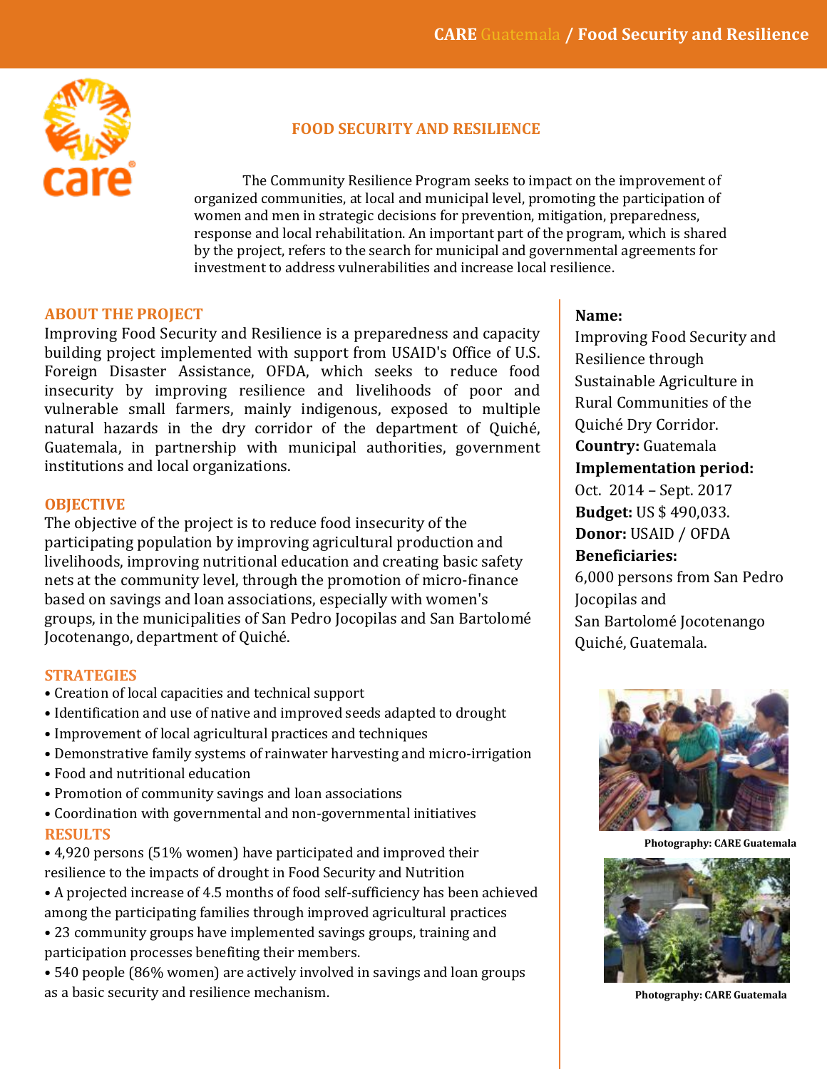# FOOD SECURITY AND RESILIENCE

The Community Resilience Program seeks to impact on the improvement of organized communities, at local and municipal level, promoting the participation of women and men in strategic decisions for prevention, mitigation, preparedness, response and local rehabilitation. An important part of the program, which is shared by the project, refers to the search for municipal and governmental agreements for investment to address vulnerabilities and increase local resilience.

## ABOUT THE PROJECT

Improving Food Security and Resilience is a preparedness and capacity building project implemented with support from USAID's Office of U.S. Foreign Disaster Assistance, OFDA, which seeks to reduce food insecurity by improving resilience and livelihoods of poor and vulnerable small farmers, mainly indigenous, exposed to multiple natural hazards in the dry corridor of the department of Quiché, Guatemala, in partnership with municipal authorities, government institutions and local organizations.

## OBJECTIVE

The objective of the project is to reduce food insecurity of the participating population by improving agricultural production and livelihoods, improving nutritional education and creating basic safety nets at the community level, through the promotion of micro-finance based on savings and loan associations, especially with women's groups, in the municipalities of San Pedro Jocopilas and San Bartolomé Jocotenango, department of Quiché.

## STRATEGIES

- Creation of local capacities and technical support
- Identification and use of native and improved seeds adapted to drought
- Improvement of local agricultural practices and techniques
- Demonstrative family systems of rainwater harvesting and micro-irrigation
- Food and nutritional education
- Promotion of community savings and loan associations
- Coordination with governmental and non-governmental initiatives

## RESULTS

- 4,920 persons (51% women) have participated and improved their resilience to the impacts of drought in Food Security and Nutrition
- A projected increase of 4.5 months of food self-sufficiency has been achieved among the participating families through improved agricultural practices
- 23 community groups have implemented savings groups, training and participation processes benefiting their members.
- 540 people (86% women) are actively involved in savings and loan groups as a basic security and resilience mechanism.

**Name:**
Improving Food Security and Resilience through Sustainable Agriculture in Rural Communities of the Quiché Dry Corridor.

**Country:** Guatemala

**Implementation period:**
Oct. 2014 – Sept. 2017

**Budget:** US $ 490,033.

**Donor:** USAID / OFDA

**Beneficiaries:**
6,000 persons from San Pedro Jocopilas and San Bartolomé Jocotenango Quiché, Guatemala.

**Photography: CARE Guatemala**

**Photography: CARE Guatemala**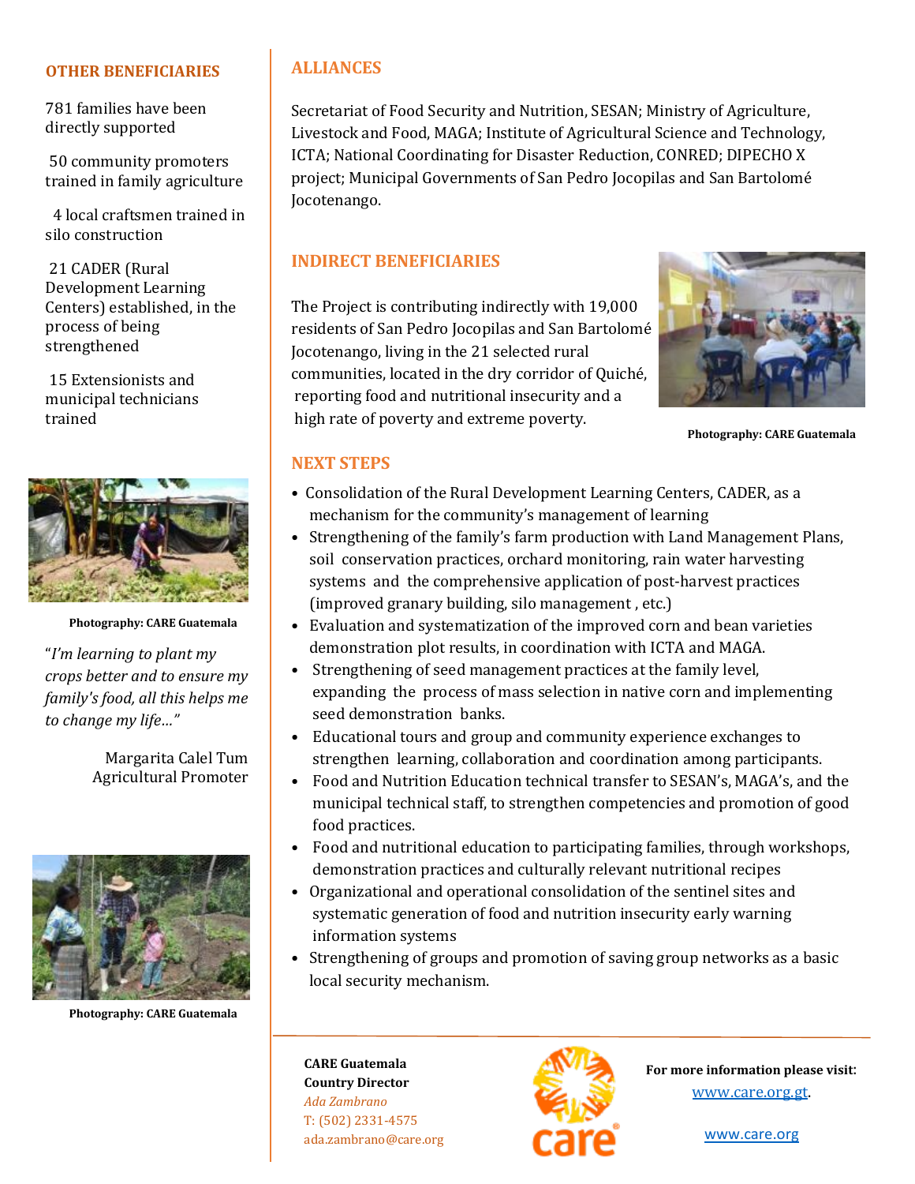## OTHER BENEFICIARIES

781 families have been directly supported

50 community promoters trained in family agriculture

4 local craftsmen trained in silo construction

21 CADER (Rural Development Learning Centers) established, in the process of being strengthened

15 Extensionists and municipal technicians trained

**Photography: CARE Guatemala**

"*I'm learning to plant my crops better and to ensure my family's food, all this helps me to change my life…*"

Margarita Calel Tum
Agricultural Promoter

**Photography: CARE Guatemala**

## ALLIANCES

Secretariat of Food Security and Nutrition, SESAN; Ministry of Agriculture, Livestock and Food, MAGA; Institute of Agricultural Science and Technology, ICTA; National Coordinating for Disaster Reduction, CONRED; DIPECHO X project; Municipal Governments of San Pedro Jocopilas and San Bartolomé Jocotenango.

## INDIRECT BENEFICIARIES

The Project is contributing indirectly with 19,000 residents of San Pedro Jocopilas and San Bartolomé Jocotenango, living in the 21 selected rural communities, located in the dry corridor of Quiché, reporting food and nutritional insecurity and a high rate of poverty and extreme poverty.

**Photography: CARE Guatemala**

## NEXT STEPS

- Consolidation of the Rural Development Learning Centers, CADER, as a mechanism for the community's management of learning
- Strengthening of the family's farm production with Land Management Plans, soil conservation practices, orchard monitoring, rain water harvesting systems and the comprehensive application of post-harvest practices (improved granary building, silo management , etc.)
- Evaluation and systematization of the improved corn and bean varieties demonstration plot results, in coordination with ICTA and MAGA.
- Strengthening of seed management practices at the family level, expanding the process of mass selection in native corn and implementing seed demonstration banks.
- Educational tours and group and community experience exchanges to strengthen learning, collaboration and coordination among participants.
- Food and Nutrition Education technical transfer to SESAN's, MAGA's, and the municipal technical staff, to strengthen competencies and promotion of good food practices.
- Food and nutritional education to participating families, through workshops, demonstration practices and culturally relevant nutritional recipes
- Organizational and operational consolidation of the sentinel sites and systematic generation of food and nutrition insecurity early warning information systems
- Strengthening of groups and promotion of saving group networks as a basic local security mechanism.

**CARE Guatemala**
**Country Director**
*Ada Zambrano*
T: (502) 2331-4575
ada.zambrano@care.org

**For more information please visit:**
www.care.org.gt.

www.care.org